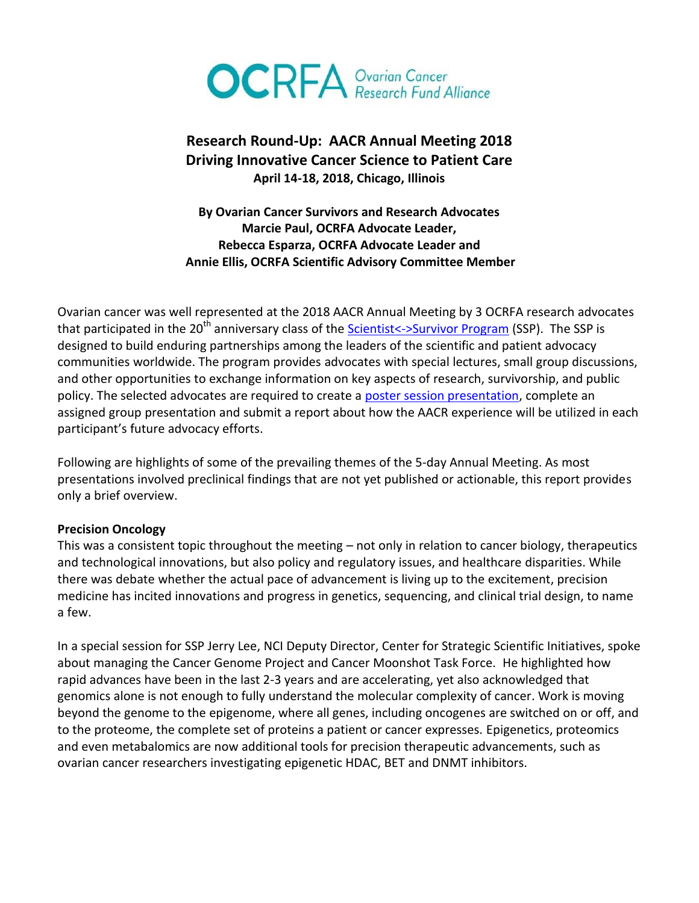OCRFA Ovarian Cancer Research Fund Alliance

# Research Round-Up: AACR Annual Meeting 2018

## Driving Innovative Cancer Science to Patient Care

**April 14-18, 2018, Chicago, Illinois**

**By Ovarian Cancer Survivors and Research Advocates**
**Marcie Paul, OCRFA Advocate Leader,**
**Rebecca Esparza, OCRFA Advocate Leader and**
**Annie Ellis, OCRFA Scientific Advisory Committee Member**

Ovarian cancer was well represented at the 2018 AACR Annual Meeting by 3 OCRFA research advocates that participated in the 20th anniversary class of the Scientist<->Survivor Program (SSP). The SSP is designed to build enduring partnerships among the leaders of the scientific and patient advocacy communities worldwide. The program provides advocates with special lectures, small group discussions, and other opportunities to exchange information on key aspects of research, survivorship, and public policy. The selected advocates are required to create a poster session presentation, complete an assigned group presentation and submit a report about how the AACR experience will be utilized in each participant's future advocacy efforts.

Following are highlights of some of the prevailing themes of the 5-day Annual Meeting. As most presentations involved preclinical findings that are not yet published or actionable, this report provides only a brief overview.

**Precision Oncology**

This was a consistent topic throughout the meeting – not only in relation to cancer biology, therapeutics and technological innovations, but also policy and regulatory issues, and healthcare disparities. While there was debate whether the actual pace of advancement is living up to the excitement, precision medicine has incited innovations and progress in genetics, sequencing, and clinical trial design, to name a few.

In a special session for SSP Jerry Lee, NCI Deputy Director, Center for Strategic Scientific Initiatives, spoke about managing the Cancer Genome Project and Cancer Moonshot Task Force. He highlighted how rapid advances have been in the last 2-3 years and are accelerating, yet also acknowledged that genomics alone is not enough to fully understand the molecular complexity of cancer. Work is moving beyond the genome to the epigenome, where all genes, including oncogenes are switched on or off, and to the proteome, the complete set of proteins a patient or cancer expresses. Epigenetics, proteomics and even metabalomics are now additional tools for precision therapeutic advancements, such as ovarian cancer researchers investigating epigenetic HDAC, BET and DNMT inhibitors.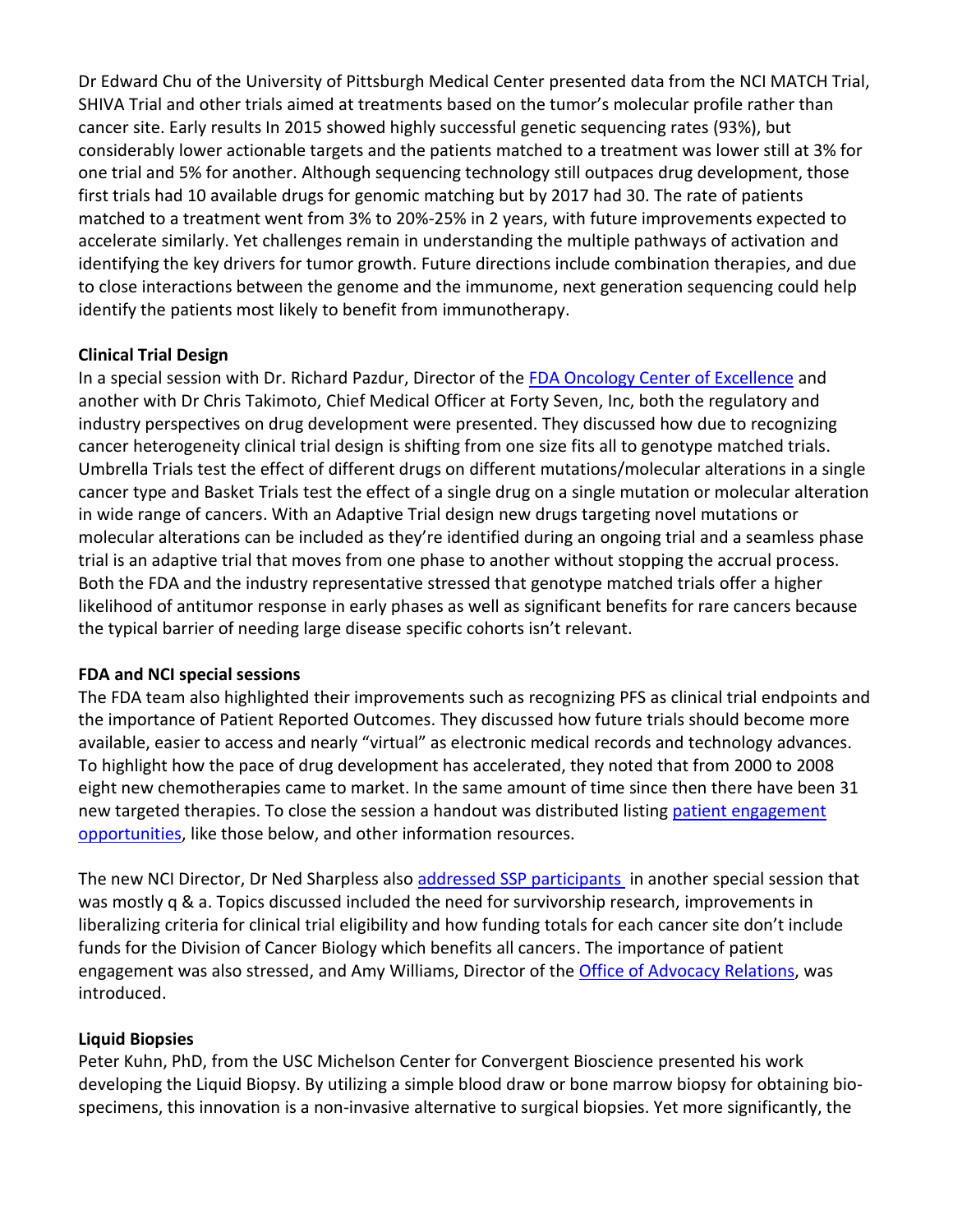Dr Edward Chu of the University of Pittsburgh Medical Center presented data from the NCI MATCH Trial, SHIVA Trial and other trials aimed at treatments based on the tumor's molecular profile rather than cancer site. Early results In 2015 showed highly successful genetic sequencing rates (93%), but considerably lower actionable targets and the patients matched to a treatment was lower still at 3% for one trial and 5% for another. Although sequencing technology still outpaces drug development, those first trials had 10 available drugs for genomic matching but by 2017 had 30. The rate of patients matched to a treatment went from 3% to 20%-25% in 2 years, with future improvements expected to accelerate similarly. Yet challenges remain in understanding the multiple pathways of activation and identifying the key drivers for tumor growth. Future directions include combination therapies, and due to close interactions between the genome and the immunome, next generation sequencing could help identify the patients most likely to benefit from immunotherapy.

**Clinical Trial Design**

In a special session with Dr. Richard Pazdur, Director of the FDA Oncology Center of Excellence and another with Dr Chris Takimoto, Chief Medical Officer at Forty Seven, Inc, both the regulatory and industry perspectives on drug development were presented. They discussed how due to recognizing cancer heterogeneity clinical trial design is shifting from one size fits all to genotype matched trials. Umbrella Trials test the effect of different drugs on different mutations/molecular alterations in a single cancer type and Basket Trials test the effect of a single drug on a single mutation or molecular alteration in wide range of cancers. With an Adaptive Trial design new drugs targeting novel mutations or molecular alterations can be included as they're identified during an ongoing trial and a seamless phase trial is an adaptive trial that moves from one phase to another without stopping the accrual process. Both the FDA and the industry representative stressed that genotype matched trials offer a higher likelihood of antitumor response in early phases as well as significant benefits for rare cancers because the typical barrier of needing large disease specific cohorts isn't relevant.

**FDA and NCI special sessions**

The FDA team also highlighted their improvements such as recognizing PFS as clinical trial endpoints and the importance of Patient Reported Outcomes. They discussed how future trials should become more available, easier to access and nearly "virtual" as electronic medical records and technology advances. To highlight how the pace of drug development has accelerated, they noted that from 2000 to 2008 eight new chemotherapies came to market. In the same amount of time since then there have been 31 new targeted therapies. To close the session a handout was distributed listing patient engagement opportunities, like those below, and other information resources.

The new NCI Director, Dr Ned Sharpless also addressed SSP participants in another special session that was mostly q & a. Topics discussed included the need for survivorship research, improvements in liberalizing criteria for clinical trial eligibility and how funding totals for each cancer site don't include funds for the Division of Cancer Biology which benefits all cancers. The importance of patient engagement was also stressed, and Amy Williams, Director of the Office of Advocacy Relations, was introduced.

**Liquid Biopsies**

Peter Kuhn, PhD, from the USC Michelson Center for Convergent Bioscience presented his work developing the Liquid Biopsy. By utilizing a simple blood draw or bone marrow biopsy for obtaining bio-specimens, this innovation is a non-invasive alternative to surgical biopsies. Yet more significantly, the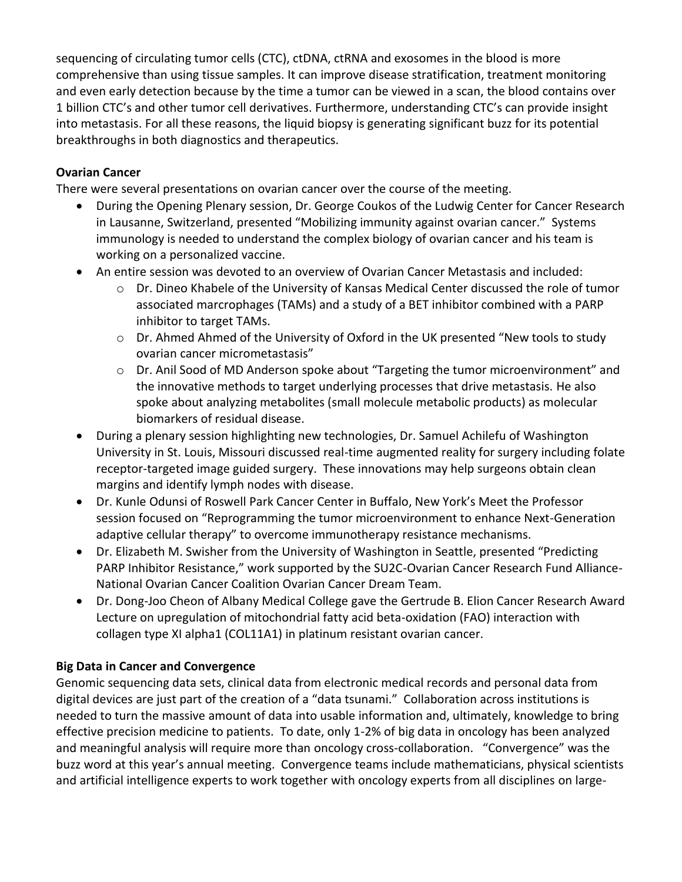sequencing of circulating tumor cells (CTC), ctDNA, ctRNA and exosomes in the blood is more comprehensive than using tissue samples. It can improve disease stratification, treatment monitoring and even early detection because by the time a tumor can be viewed in a scan, the blood contains over 1 billion CTC's and other tumor cell derivatives. Furthermore, understanding CTC's can provide insight into metastasis. For all these reasons, the liquid biopsy is generating significant buzz for its potential breakthroughs in both diagnostics and therapeutics.

**Ovarian Cancer**

There were several presentations on ovarian cancer over the course of the meeting.

- During the Opening Plenary session, Dr. George Coukos of the Ludwig Center for Cancer Research in Lausanne, Switzerland, presented "Mobilizing immunity against ovarian cancer." Systems immunology is needed to understand the complex biology of ovarian cancer and his team is working on a personalized vaccine.
- An entire session was devoted to an overview of Ovarian Cancer Metastasis and included:
  - Dr. Dineo Khabele of the University of Kansas Medical Center discussed the role of tumor associated marcrophages (TAMs) and a study of a BET inhibitor combined with a PARP inhibitor to target TAMs.
  - Dr. Ahmed Ahmed of the University of Oxford in the UK presented "New tools to study ovarian cancer micrometastasis"
  - Dr. Anil Sood of MD Anderson spoke about "Targeting the tumor microenvironment" and the innovative methods to target underlying processes that drive metastasis. He also spoke about analyzing metabolites (small molecule metabolic products) as molecular biomarkers of residual disease.
- During a plenary session highlighting new technologies, Dr. Samuel Achilefu of Washington University in St. Louis, Missouri discussed real-time augmented reality for surgery including folate receptor-targeted image guided surgery. These innovations may help surgeons obtain clean margins and identify lymph nodes with disease.
- Dr. Kunle Odunsi of Roswell Park Cancer Center in Buffalo, New York's Meet the Professor session focused on "Reprogramming the tumor microenvironment to enhance Next-Generation adaptive cellular therapy" to overcome immunotherapy resistance mechanisms.
- Dr. Elizabeth M. Swisher from the University of Washington in Seattle, presented "Predicting PARP Inhibitor Resistance," work supported by the SU2C-Ovarian Cancer Research Fund Alliance-National Ovarian Cancer Coalition Ovarian Cancer Dream Team.
- Dr. Dong-Joo Cheon of Albany Medical College gave the Gertrude B. Elion Cancer Research Award Lecture on upregulation of mitochondrial fatty acid beta-oxidation (FAO) interaction with collagen type XI alpha1 (COL11A1) in platinum resistant ovarian cancer.

**Big Data in Cancer and Convergence**

Genomic sequencing data sets, clinical data from electronic medical records and personal data from digital devices are just part of the creation of a "data tsunami." Collaboration across institutions is needed to turn the massive amount of data into usable information and, ultimately, knowledge to bring effective precision medicine to patients. To date, only 1-2% of big data in oncology has been analyzed and meaningful analysis will require more than oncology cross-collaboration. "Convergence" was the buzz word at this year's annual meeting. Convergence teams include mathematicians, physical scientists and artificial intelligence experts to work together with oncology experts from all disciplines on large-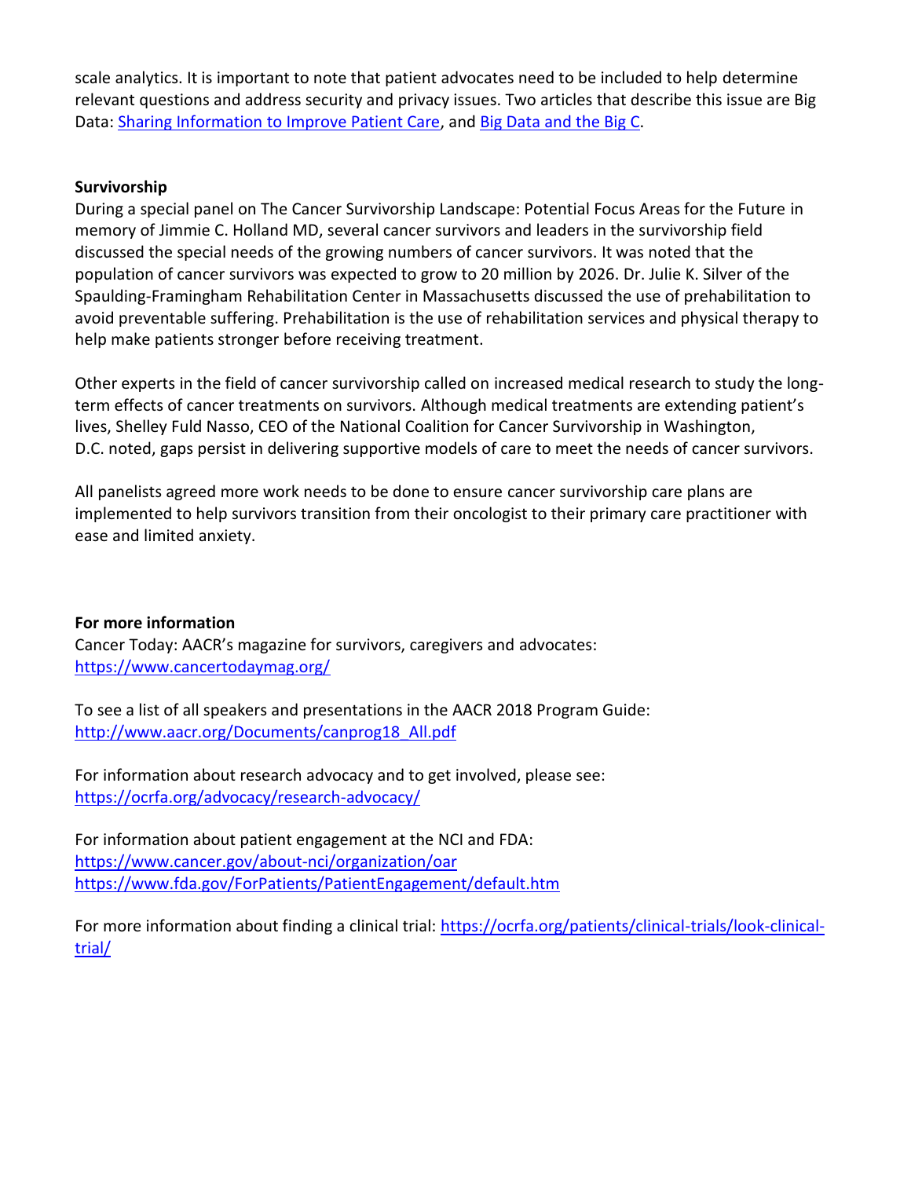scale analytics. It is important to note that patient advocates need to be included to help determine relevant questions and address security and privacy issues. Two articles that describe this issue are Big Data: Sharing Information to Improve Patient Care, and Big Data and the Big C.

**Survivorship**

During a special panel on The Cancer Survivorship Landscape: Potential Focus Areas for the Future in memory of Jimmie C. Holland MD, several cancer survivors and leaders in the survivorship field discussed the special needs of the growing numbers of cancer survivors. It was noted that the population of cancer survivors was expected to grow to 20 million by 2026. Dr. Julie K. Silver of the Spaulding-Framingham Rehabilitation Center in Massachusetts discussed the use of prehabilitation to avoid preventable suffering. Prehabilitation is the use of rehabilitation services and physical therapy to help make patients stronger before receiving treatment.

Other experts in the field of cancer survivorship called on increased medical research to study the long-term effects of cancer treatments on survivors. Although medical treatments are extending patient's lives, Shelley Fuld Nasso, CEO of the National Coalition for Cancer Survivorship in Washington, D.C. noted, gaps persist in delivering supportive models of care to meet the needs of cancer survivors.

All panelists agreed more work needs to be done to ensure cancer survivorship care plans are implemented to help survivors transition from their oncologist to their primary care practitioner with ease and limited anxiety.

**For more information**

Cancer Today: AACR's magazine for survivors, caregivers and advocates:
https://www.cancertodaymag.org/

To see a list of all speakers and presentations in the AACR 2018 Program Guide:
http://www.aacr.org/Documents/canprog18_All.pdf

For information about research advocacy and to get involved, please see:
https://ocrfa.org/advocacy/research-advocacy/

For information about patient engagement at the NCI and FDA:
https://www.cancer.gov/about-nci/organization/oar
https://www.fda.gov/ForPatients/PatientEngagement/default.htm

For more information about finding a clinical trial: https://ocrfa.org/patients/clinical-trials/look-clinical-trial/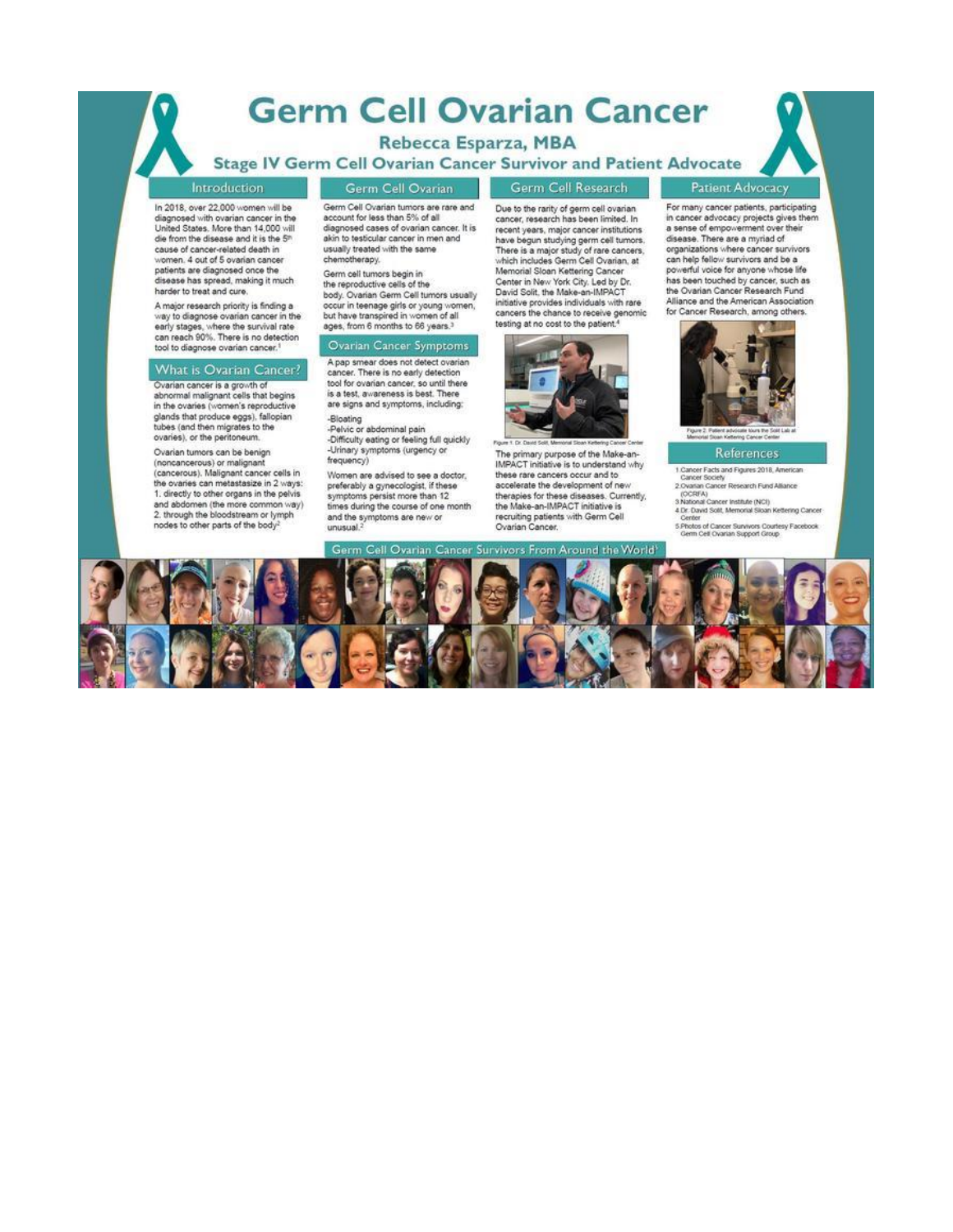# Germ Cell Ovarian Cancer

**Rebecca Esparza, MBA**

**Stage IV Germ Cell Ovarian Cancer Survivor and Patient Advocate**

## Introduction

In 2018, over 22,000 women will be diagnosed with ovarian cancer in the United States. More than 14,000 will die from the disease and it is the 5th cause of cancer-related death in women. 4 out of 5 ovarian cancer patients are diagnosed once the disease has spread, making it much harder to treat and cure.

A major research priority is finding a way to diagnose ovarian cancer in the early stages, where the survival rate can reach 90%. There is no detection tool to diagnose ovarian cancer.[1]

## What is Ovarian Cancer?

Ovarian cancer is a growth of abnormal malignant cells that begins in the ovaries (women's reproductive glands that produce eggs), fallopian tubes (and then migrates to the ovaries), or the peritoneum.

Ovarian tumors can be benign (noncancerous) or malignant (cancerous). Malignant cancer cells in the ovaries can metastasize in 2 ways:
1. directly to other organs in the pelvis and abdomen (the more common way)
2. through the bloodstream or lymph nodes to other parts of the body[2]

## Germ Cell Ovarian

Germ Cell Ovarian tumors are rare and account for less than 5% of all diagnosed cases of ovarian cancer. It is akin to testicular cancer in men and usually treated with the same chemotherapy.

Germ cell tumors begin in the reproductive cells of the body. Ovarian Germ Cell tumors usually occur in teenage girls or young women, but have transpired in women of all ages, from 6 months to 66 years.[3]

## Ovarian Cancer Symptoms

A pap smear does not detect ovarian cancer. There is no early detection tool for ovarian cancer, so until there is a test, awareness is best. There are signs and symptoms, including:

-Bloating
-Pelvic or abdominal pain
-Difficulty eating or feeling full quickly
-Urinary symptoms (urgency or frequency)

Women are advised to see a doctor, preferably a gynecologist, if these symptoms persist more than 12 times during the course of one month and the symptoms are new or unusual.[2]

## Germ Cell Research

Due to the rarity of germ cell ovarian cancer, research has been limited. In recent years, major cancer institutions have begun studying germ cell tumors. There is a major study of rare cancers, which includes Germ Cell Ovarian, at Memorial Sloan Kettering Cancer Center in New York City. Led by Dr. David Solit, the Make-an-IMPACT initiative provides individuals with rare cancers the chance to receive genomic testing at no cost to the patient.[4]

Figure 1: Dr. David Solit, Memorial Sloan Kettering Cancer Center

The primary purpose of the Make-an-IMPACT initiative is to understand why these rare cancers occur and to accelerate the development of new therapies for these diseases. Currently, the Make-an-IMPACT initiative is recruiting patients with Germ Cell Ovarian Cancer.

## Patient Advocacy

For many cancer patients, participating in cancer advocacy projects gives them a sense of empowerment over their disease. There are a myriad of organizations where cancer survivors can help fellow survivors and be a powerful voice for anyone whose life has been touched by cancer, such as the Ovarian Cancer Research Fund Alliance and the American Association for Cancer Research, among others.

Figure 2: Patient advocate tours the Solit Lab at Memorial Sloan Kettering Cancer Center

## References

1. Cancer Facts and Figures 2018, American Cancer Society
2. Ovarian Cancer Research Fund Alliance (OCRFA)
3. National Cancer Institute (NCI)
4. Dr. David Solit, Memorial Sloan Kettering Cancer Center
5. Photos of Cancer Survivors Courtesy Facebook Germ Cell Ovarian Support Group

## Germ Cell Ovarian Cancer Survivors From Around the World[5]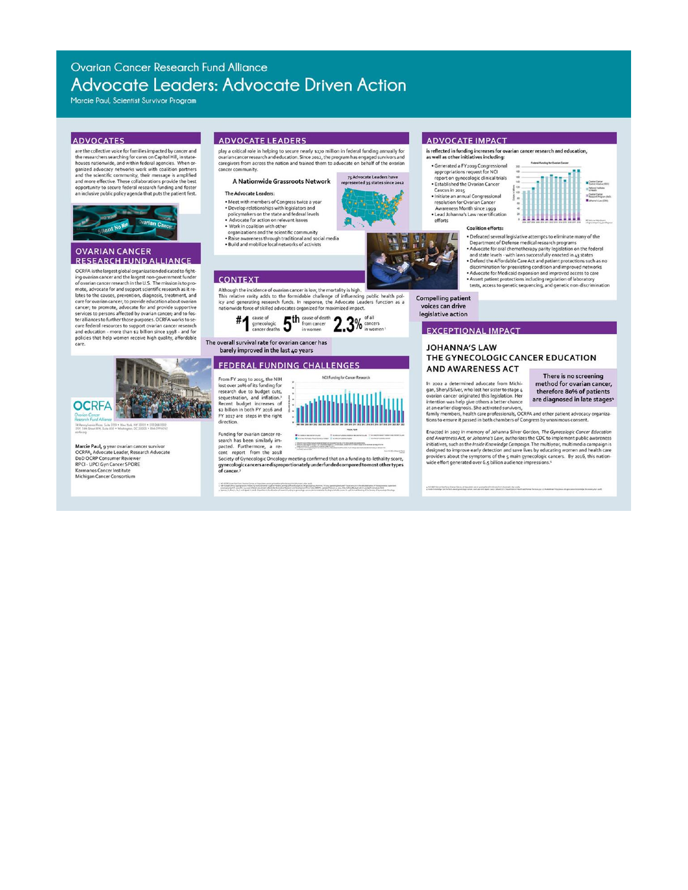# Ovarian Cancer Research Fund Alliance

# Advocate Leaders: Advocate Driven Action

Marcie Paul, Scientist Survivor Program

## ADVOCATES

are the collective voice for families impacted by cancer and the researchers searching for cures on Capitol Hill, in statehouses nationwide, and within federal agencies. When organized advocacy networks work with coalition partners and the scientific community, their message is amplified and more effective. These collaborations provide the best opportunity to secure federal research funding and foster an inclusive public policy agenda that puts the patient first.

## OVARIAN CANCER RESEARCH FUND ALLIANCE

OCRFA is the largest global organization dedicated to fighting ovarian cancer and the largest non-government funder of ovarian cancer research in the U.S. The mission is to promote, advocate for and support scientific research as it relates to the causes, prevention, diagnosis, treatment, and cure for ovarian cancer; to provide education about ovarian cancer; to promote, advocate for and provide supportive services to persons affected by ovarian cancer; and to foster alliances to further those purposes. OCRFA works to secure federal resources to support ovarian cancer research and education - more than $2 billion since 1998 - and for policies that help women receive high quality, affordable care.

OCRFA
Ovarian Cancer Research Fund Alliance

14 Pennsylvania Plaza, Suite 2110 • New York, NY 10122 • 212.268.1002
1101 14th Street NW, Suite 850 • Washington, DC 20005 • 866.399.6262
ocrfa.org

Marcie Paul, 9 year ovarian cancer survivor
OCRFA, Advocate Leader, Research Advocate
DoD OCRP Consumer Reviewer
RPCI - UPCI Gyn Cancer SPORE
Karmanos Cancer Institute
Michigan Cancer Consortium

## ADVOCATE LEADERS

play a critical role in helping to secure nearly $170 million in federal funding annually for ovarian cancer research and education. Since 2012, the program has engaged survivors and caregivers from across the nation and trained them to advocate on behalf of the ovarian cancer community.

### A Nationwide Grassroots Network

75 Advocate Leaders have represented 35 states since 2012

The Advocate Leaders:

- Meet with members of Congress twice a year
- Develop relationships with legislators and policymakers on the state and federal levels
- Advocate for action on relevant issues
- Work in coalition with other organizations and the scientific community
- Raise awareness through traditional and social media
- Build and mobilize local networks of activists

## CONTEXT

Although the incidence of ovarian cancer is low, the mortality is high. This relative rarity adds to the formidable challenge of influencing public health policy and generating research funds. In response, the Advocate Leaders function as a nationwide force of skilled advocates organized for maximized impact.

#1 cause of gynecologic cancer deaths

5th cause of death from cancer in women

2.3% of all cancers in women[1]

The overall survival rate for ovarian cancer has barely improved in the last 40 years

## FEDERAL FUNDING CHALLENGES

From FY 2003 to 2015, the NIH lost over 20% of its funding for research due to budget cuts, sequestration, and inflation.[2] Recent budget increases of $2 billion in both FY 2016 and FY 2017 are steps in the right direction.

NCI Funding for Cancer Research

Funding for ovarian cancer research has been similarly impacted. Furthermore, a recent report from the 2018 Society of Gynecologic Oncology meeting confirmed that on a funding-to-lethality score, **gynecologic cancers are disproportionately underfunded compared to most other types of cancer.**[3]

## ADVOCATE IMPACT

**is reflected in funding increases for ovarian cancer research and education, as well as other initiatives including:**

- Generated a FY2019 Congressional appropriations request for NCI report on gynecologic clinical trials
- Established the Ovarian Cancer Caucus in 2015
- Initiate an annual Congressional resolution for Ovarian Cancer Awareness Month since 1999
- Lead Johanna's Law recertification efforts

Federal Funding for Ovarian Cancer

Compelling patient voices can drive legislative action

**Coalition efforts:**

- Defeated several legislative attempts to eliminate many of the Department of Defense medical research programs
- Advocate for oral chemotherapy parity legislation on the federal and state levels - with laws successfully enacted in 43 states
- Defend the Affordable Care Act and patient protections such as no discrimination for preexisting condition and improved networks
- Advocate for Medicaid expansion and improved access to care
- Assert patient protections including regulation of laboratory tests, access to genetic sequencing, and genetic non-discrimination

## EXCEPTIONAL IMPACT

### JOHANNA'S LAW THE GYNECOLOGIC CANCER EDUCATION AND AWARENESS ACT

There is no screening method for ovarian cancer, therefore 80% of patients are diagnosed in late stages[4]

In 2002 a determined advocate from Michigan, Sheryl Silver, who lost her sister to stage 4 ovarian cancer originated this legislation. Her intention was help give others a better chance at an earlier diagnosis. She activated survivors, family members, health care professionals, OCRFA and other patient advocacy organizations to ensure it passed in both chambers of Congress by unanimous consent.

Enacted in 2007 in memory of Johanna Silver Gordon, *The Gynecologic Cancer Education and Awareness Act*, or *Johanna's Law*, authorizes the CDC to implement public awareness initiatives, such as the *Inside Knowledge Campaign*. The multiyear, multimedia campaign is designed to improve early detection and save lives by educating women and health care providers about the symptoms of the 5 main gynecologic cancers. By 2016, this nationwide effort generated over 6.5 billion audience impressions.[5]